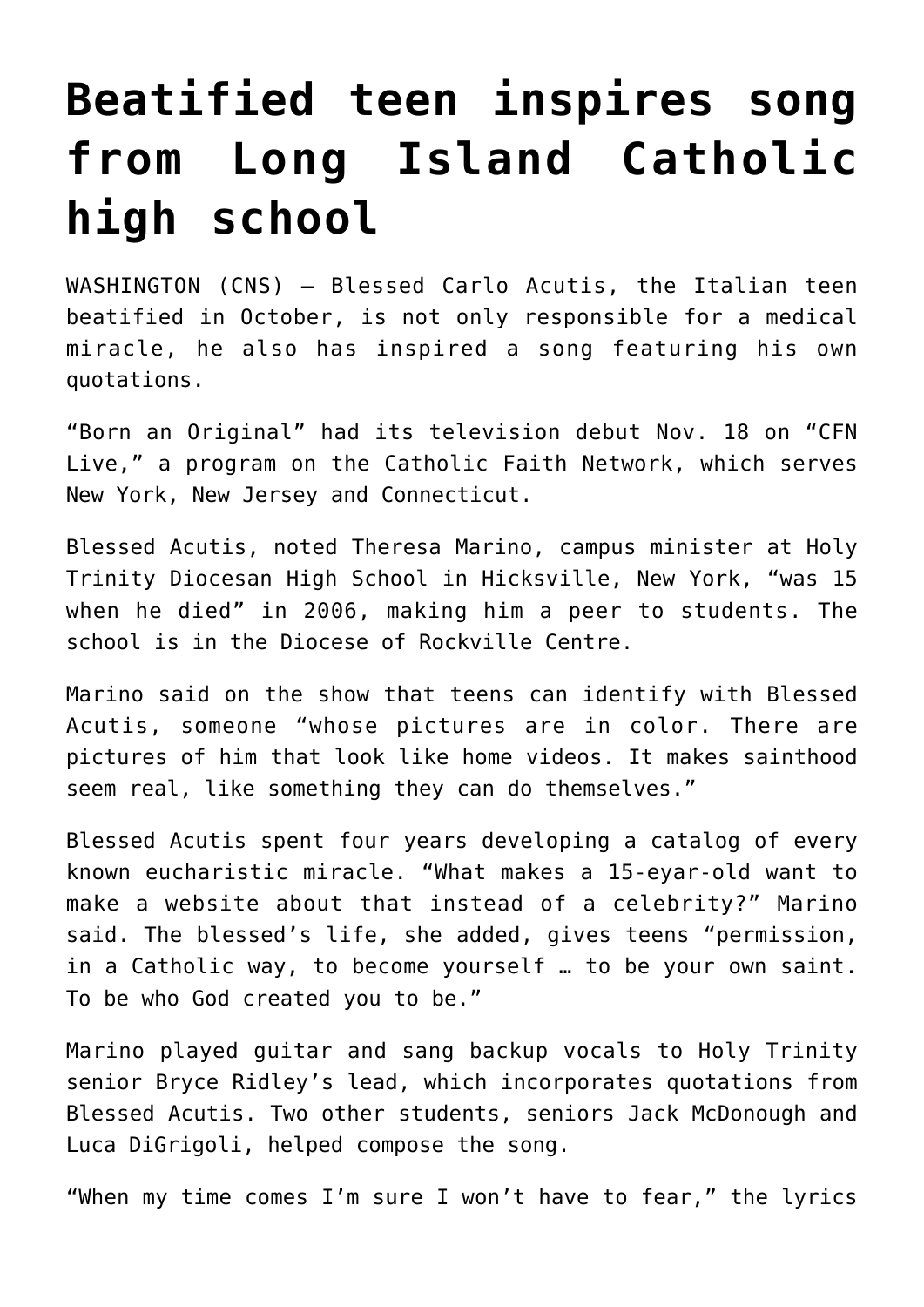# Beatified teen inspires song from Long Island Catholic high school

WASHINGTON (CNS) — Blessed Carlo Acutis, the Italian teen beatified in October, is not only responsible for a medical miracle, he also has inspired a song featuring his own quotations.

"Born an Original" had its television debut Nov. 18 on "CFN Live," a program on the Catholic Faith Network, which serves New York, New Jersey and Connecticut.

Blessed Acutis, noted Theresa Marino, campus minister at Holy Trinity Diocesan High School in Hicksville, New York, "was 15 when he died" in 2006, making him a peer to students. The school is in the Diocese of Rockville Centre.

Marino said on the show that teens can identify with Blessed Acutis, someone "whose pictures are in color. There are pictures of him that look like home videos. It makes sainthood seem real, like something they can do themselves."

Blessed Acutis spent four years developing a catalog of every known eucharistic miracle. "What makes a 15-eyar-old want to make a website about that instead of a celebrity?" Marino said. The blessed's life, she added, gives teens "permission, in a Catholic way, to become yourself … to be your own saint. To be who God created you to be."

Marino played guitar and sang backup vocals to Holy Trinity senior Bryce Ridley's lead, which incorporates quotations from Blessed Acutis. Two other students, seniors Jack McDonough and Luca DiGrigoli, helped compose the song.

"When my time comes I'm sure I won't have to fear," the lyrics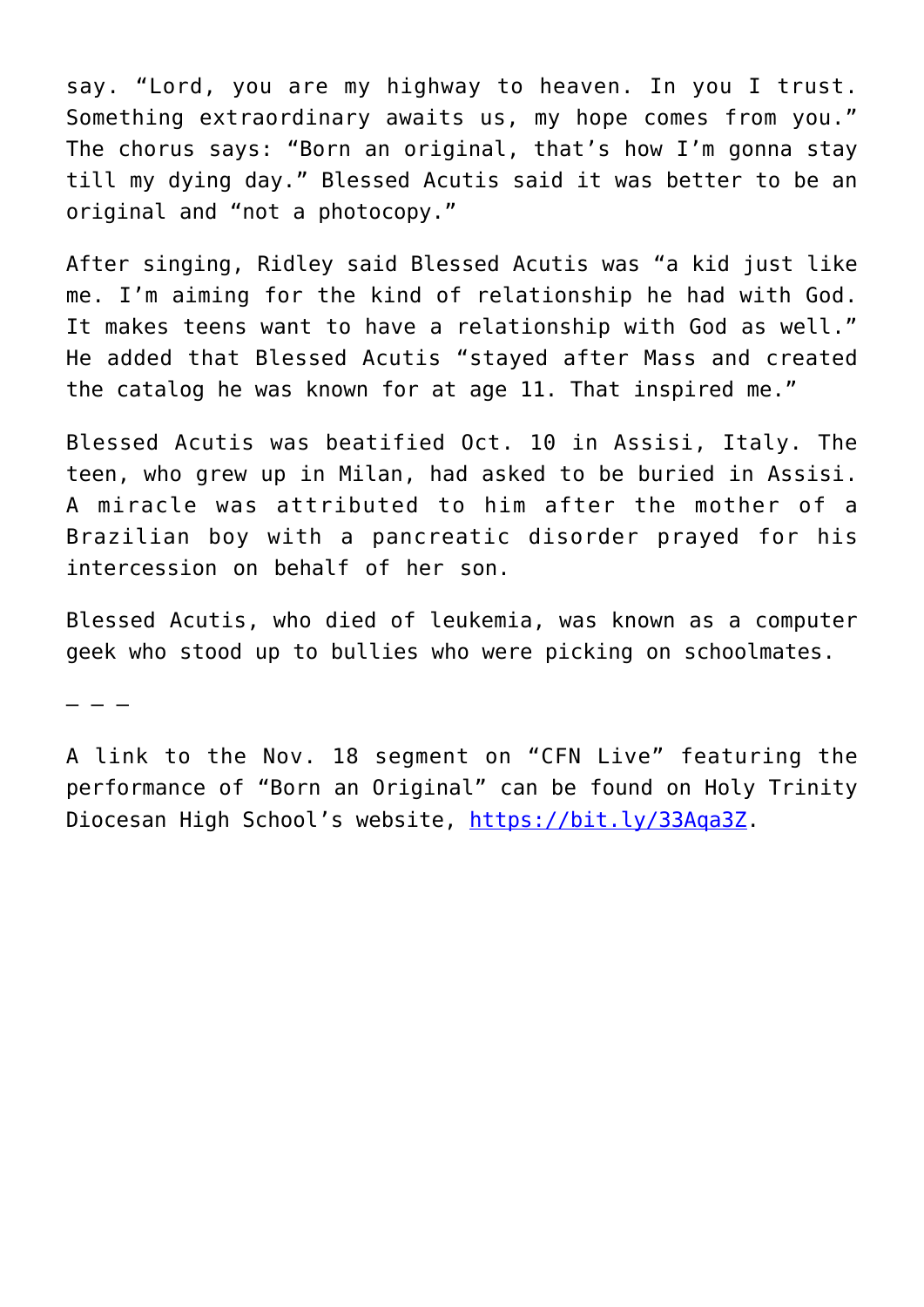say. "Lord, you are my highway to heaven. In you I trust. Something extraordinary awaits us, my hope comes from you." The chorus says: "Born an original, that's how I'm gonna stay till my dying day." Blessed Acutis said it was better to be an original and "not a photocopy."

After singing, Ridley said Blessed Acutis was "a kid just like me. I'm aiming for the kind of relationship he had with God. It makes teens want to have a relationship with God as well." He added that Blessed Acutis "stayed after Mass and created the catalog he was known for at age 11. That inspired me."

Blessed Acutis was beatified Oct. 10 in Assisi, Italy. The teen, who grew up in Milan, had asked to be buried in Assisi. A miracle was attributed to him after the mother of a Brazilian boy with a pancreatic disorder prayed for his intercession on behalf of her son.

Blessed Acutis, who died of leukemia, was known as a computer geek who stood up to bullies who were picking on schoolmates.

— — —

A link to the Nov. 18 segment on "CFN Live" featuring the performance of "Born an Original" can be found on Holy Trinity Diocesan High School's website, https://bit.ly/33Aqa3Z.